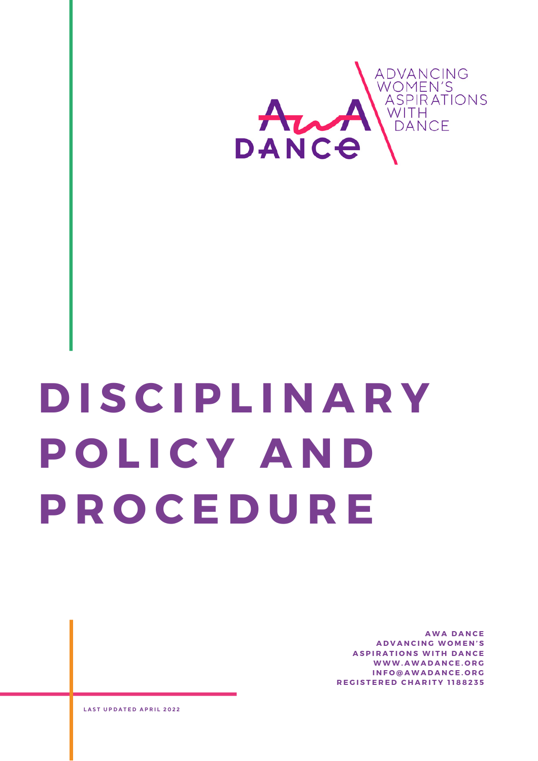ADVANCING WOMEN'S ASPIRATIONS WITH DANCE

AWA DANCE

# DISCIPLINARY POLICY AND PROCEDURE

**AWA DANCE**
**ADVANCING WOMEN'S ASPIRATIONS WITH DANCE**
**WWW.AWADANCE.ORG**
**INFO@AWADANCE.ORG**
**REGISTERED CHARITY 1188235**

LAST UPDATED APRIL 2022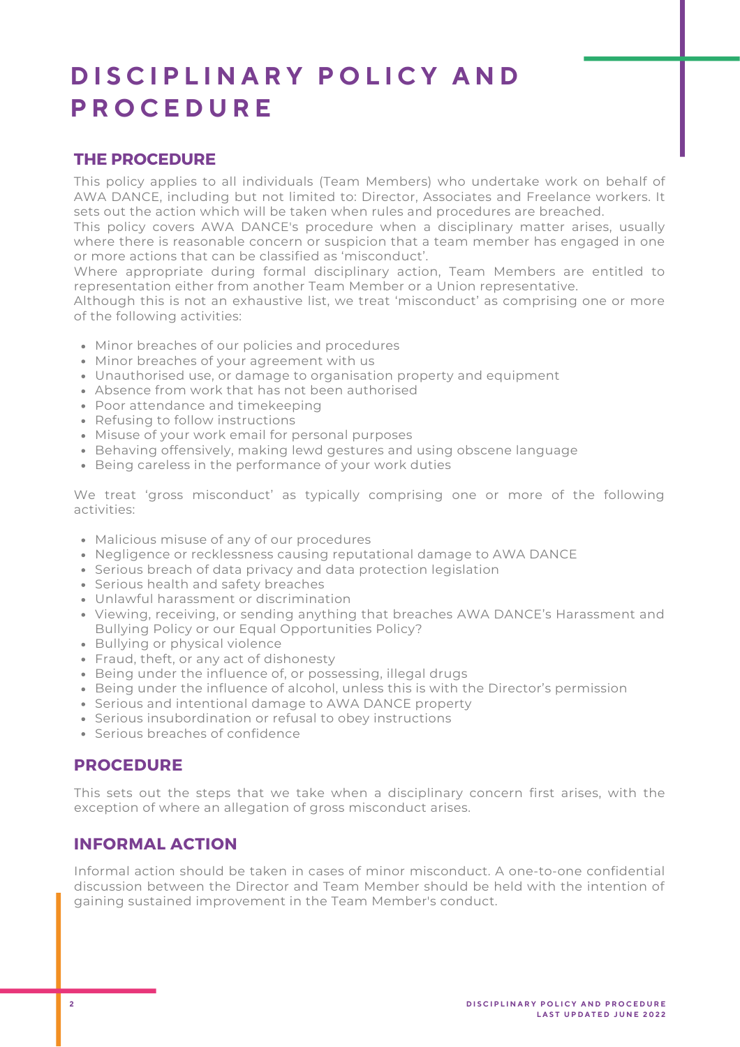# DISCIPLINARY POLICY AND PROCEDURE

## THE PROCEDURE

This policy applies to all individuals (Team Members) who undertake work on behalf of AWA DANCE, including but not limited to: Director, Associates and Freelance workers. It sets out the action which will be taken when rules and procedures are breached.

This policy covers AWA DANCE's procedure when a disciplinary matter arises, usually where there is reasonable concern or suspicion that a team member has engaged in one or more actions that can be classified as 'misconduct'.

Where appropriate during formal disciplinary action, Team Members are entitled to representation either from another Team Member or a Union representative.

Although this is not an exhaustive list, we treat 'misconduct' as comprising one or more of the following activities:

- Minor breaches of our policies and procedures
- Minor breaches of your agreement with us
- Unauthorised use, or damage to organisation property and equipment
- Absence from work that has not been authorised
- Poor attendance and timekeeping
- Refusing to follow instructions
- Misuse of your work email for personal purposes
- Behaving offensively, making lewd gestures and using obscene language
- Being careless in the performance of your work duties

We treat 'gross misconduct' as typically comprising one or more of the following activities:

- Malicious misuse of any of our procedures
- Negligence or recklessness causing reputational damage to AWA DANCE
- Serious breach of data privacy and data protection legislation
- Serious health and safety breaches
- Unlawful harassment or discrimination
- Viewing, receiving, or sending anything that breaches AWA DANCE's Harassment and Bullying Policy or our Equal Opportunities Policy?
- Bullying or physical violence
- Fraud, theft, or any act of dishonesty
- Being under the influence of, or possessing, illegal drugs
- Being under the influence of alcohol, unless this is with the Director's permission
- Serious and intentional damage to AWA DANCE property
- Serious insubordination or refusal to obey instructions
- Serious breaches of confidence

## PROCEDURE

This sets out the steps that we take when a disciplinary concern first arises, with the exception of where an allegation of gross misconduct arises.

## INFORMAL ACTION

Informal action should be taken in cases of minor misconduct. A one-to-one confidential discussion between the Director and Team Member should be held with the intention of gaining sustained improvement in the Team Member's conduct.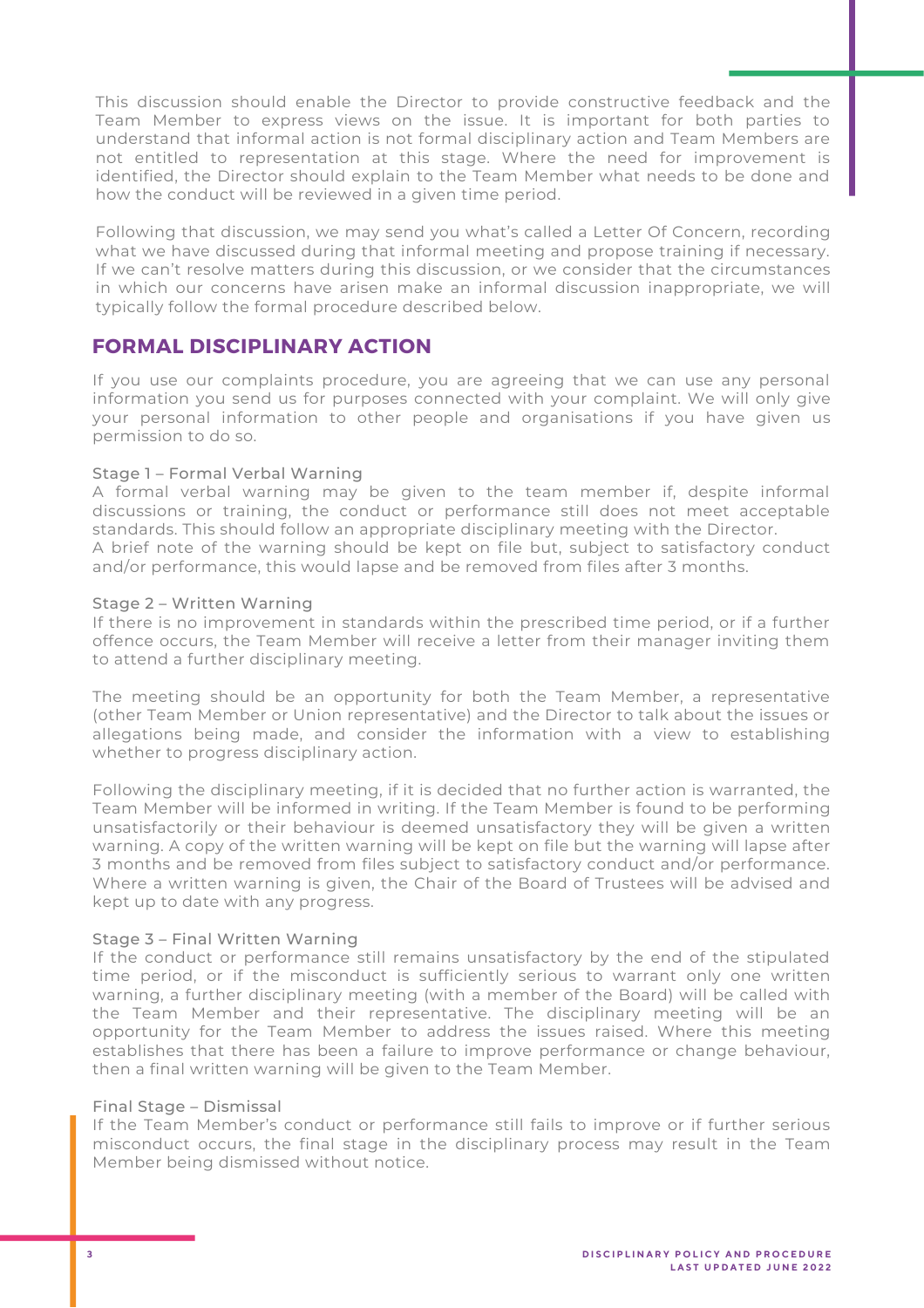This discussion should enable the Director to provide constructive feedback and the Team Member to express views on the issue. It is important for both parties to understand that informal action is not formal disciplinary action and Team Members are not entitled to representation at this stage. Where the need for improvement is identified, the Director should explain to the Team Member what needs to be done and how the conduct will be reviewed in a given time period.

Following that discussion, we may send you what's called a Letter Of Concern, recording what we have discussed during that informal meeting and propose training if necessary. If we can't resolve matters during this discussion, or we consider that the circumstances in which our concerns have arisen make an informal discussion inappropriate, we will typically follow the formal procedure described below.

## FORMAL DISCIPLINARY ACTION

If you use our complaints procedure, you are agreeing that we can use any personal information you send us for purposes connected with your complaint. We will only give your personal information to other people and organisations if you have given us permission to do so.

Stage 1 – Formal Verbal Warning
A formal verbal warning may be given to the team member if, despite informal discussions or training, the conduct or performance still does not meet acceptable standards. This should follow an appropriate disciplinary meeting with the Director.
A brief note of the warning should be kept on file but, subject to satisfactory conduct and/or performance, this would lapse and be removed from files after 3 months.

Stage 2 – Written Warning
If there is no improvement in standards within the prescribed time period, or if a further offence occurs, the Team Member will receive a letter from their manager inviting them to attend a further disciplinary meeting.

The meeting should be an opportunity for both the Team Member, a representative (other Team Member or Union representative) and the Director to talk about the issues or allegations being made, and consider the information with a view to establishing whether to progress disciplinary action.

Following the disciplinary meeting, if it is decided that no further action is warranted, the Team Member will be informed in writing. If the Team Member is found to be performing unsatisfactorily or their behaviour is deemed unsatisfactory they will be given a written warning. A copy of the written warning will be kept on file but the warning will lapse after 3 months and be removed from files subject to satisfactory conduct and/or performance. Where a written warning is given, the Chair of the Board of Trustees will be advised and kept up to date with any progress.

Stage 3 – Final Written Warning
If the conduct or performance still remains unsatisfactory by the end of the stipulated time period, or if the misconduct is sufficiently serious to warrant only one written warning, a further disciplinary meeting (with a member of the Board) will be called with the Team Member and their representative. The disciplinary meeting will be an opportunity for the Team Member to address the issues raised. Where this meeting establishes that there has been a failure to improve performance or change behaviour, then a final written warning will be given to the Team Member.

Final Stage – Dismissal
If the Team Member's conduct or performance still fails to improve or if further serious misconduct occurs, the final stage in the disciplinary process may result in the Team Member being dismissed without notice.